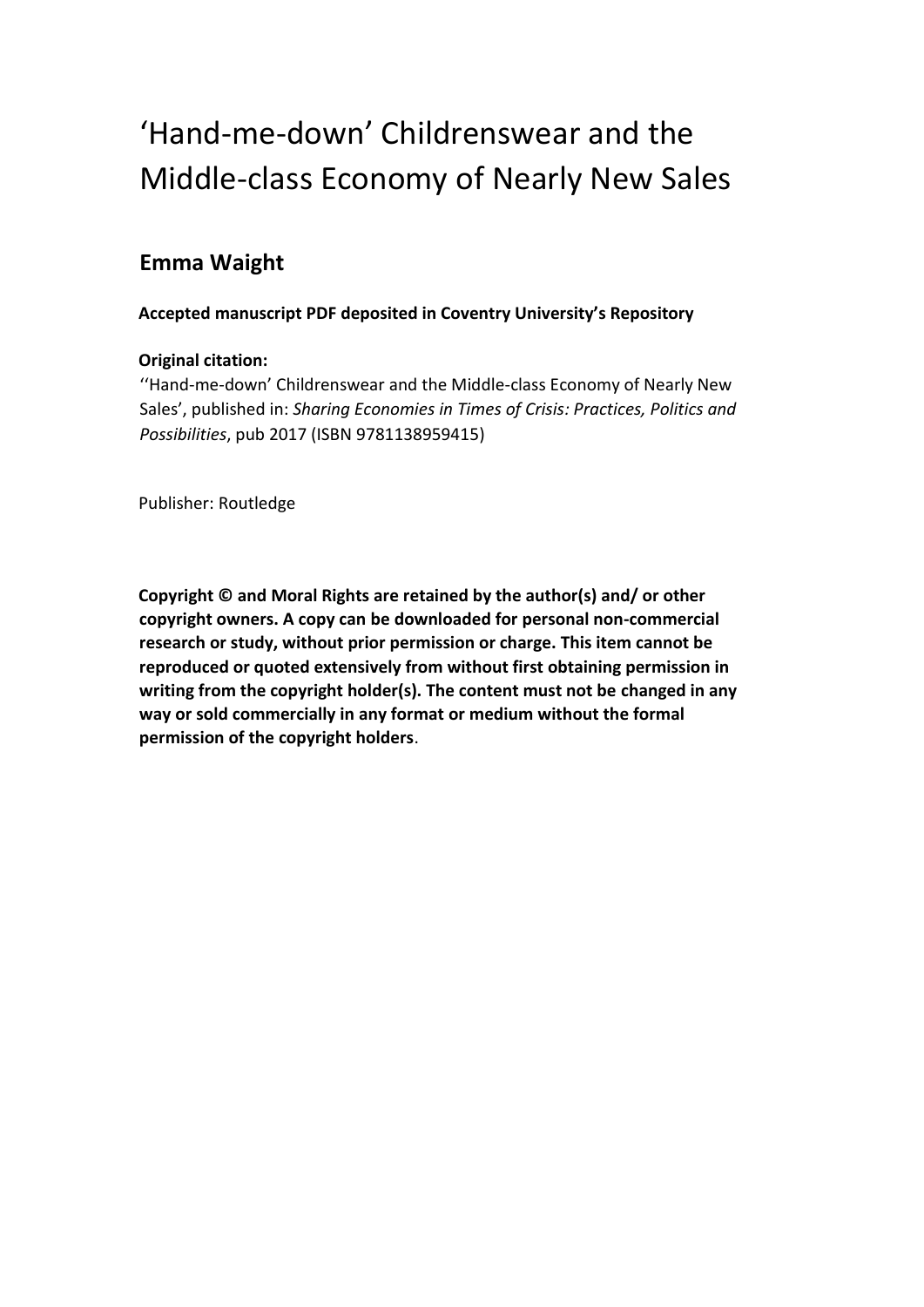# 'Hand-me-down' Childrenswear and the Middle-class Economy of Nearly New Sales

## Emma Waight

**Accepted manuscript PDF deposited in Coventry University's Repository**

**Original citation:**
''Hand-me-down' Childrenswear and the Middle-class Economy of Nearly New Sales', published in: *Sharing Economies in Times of Crisis: Practices, Politics and Possibilities*, pub 2017 (ISBN 9781138959415)

Publisher: Routledge

**Copyright © and Moral Rights are retained by the author(s) and/ or other copyright owners. A copy can be downloaded for personal non-commercial research or study, without prior permission or charge. This item cannot be reproduced or quoted extensively from without first obtaining permission in writing from the copyright holder(s). The content must not be changed in any way or sold commercially in any format or medium without the formal permission of the copyright holders**.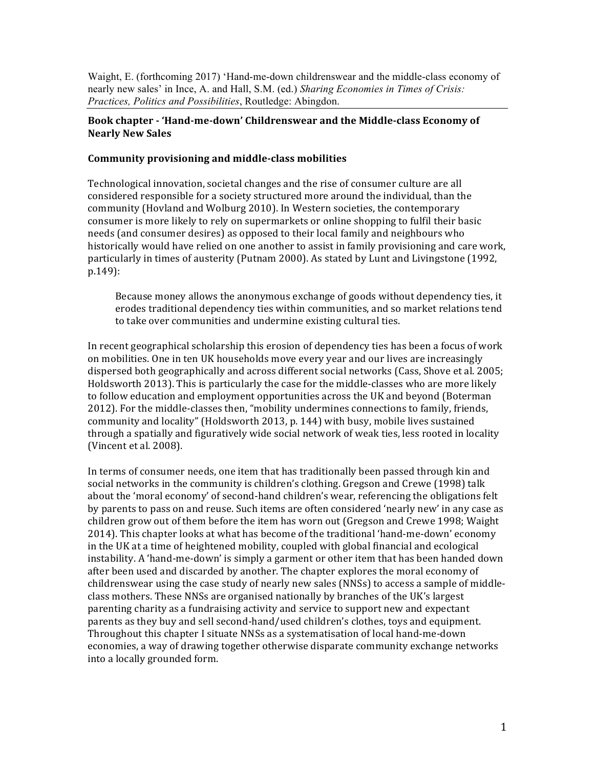Waight, E. (forthcoming 2017) 'Hand-me-down childrenswear and the middle-class economy of nearly new sales' in Ince, A. and Hall, S.M. (ed.) *Sharing Economies in Times of Crisis: Practices, Politics and Possibilities*, Routledge: Abingdon.

## Book chapter - 'Hand-me-down' Childrenswear and the Middle-class Economy of Nearly New Sales

### Community provisioning and middle-class mobilities

Technological innovation, societal changes and the rise of consumer culture are all considered responsible for a society structured more around the individual, than the community (Hovland and Wolburg 2010). In Western societies, the contemporary consumer is more likely to rely on supermarkets or online shopping to fulfil their basic needs (and consumer desires) as opposed to their local family and neighbours who historically would have relied on one another to assist in family provisioning and care work, particularly in times of austerity (Putnam 2000). As stated by Lunt and Livingstone (1992, p.149):

> Because money allows the anonymous exchange of goods without dependency ties, it erodes traditional dependency ties within communities, and so market relations tend to take over communities and undermine existing cultural ties.

In recent geographical scholarship this erosion of dependency ties has been a focus of work on mobilities. One in ten UK households move every year and our lives are increasingly dispersed both geographically and across different social networks (Cass, Shove et al. 2005; Holdsworth 2013). This is particularly the case for the middle-classes who are more likely to follow education and employment opportunities across the UK and beyond (Boterman 2012). For the middle-classes then, "mobility undermines connections to family, friends, community and locality" (Holdsworth 2013, p. 144) with busy, mobile lives sustained through a spatially and figuratively wide social network of weak ties, less rooted in locality (Vincent et al. 2008).

In terms of consumer needs, one item that has traditionally been passed through kin and social networks in the community is children's clothing. Gregson and Crewe (1998) talk about the 'moral economy' of second-hand children's wear, referencing the obligations felt by parents to pass on and reuse. Such items are often considered 'nearly new' in any case as children grow out of them before the item has worn out (Gregson and Crewe 1998; Waight 2014). This chapter looks at what has become of the traditional 'hand-me-down' economy in the UK at a time of heightened mobility, coupled with global financial and ecological instability. A 'hand-me-down' is simply a garment or other item that has been handed down after been used and discarded by another. The chapter explores the moral economy of childrenswear using the case study of nearly new sales (NNSs) to access a sample of middle-class mothers. These NNSs are organised nationally by branches of the UK's largest parenting charity as a fundraising activity and service to support new and expectant parents as they buy and sell second-hand/used children's clothes, toys and equipment. Throughout this chapter I situate NNSs as a systematisation of local hand-me-down economies, a way of drawing together otherwise disparate community exchange networks into a locally grounded form.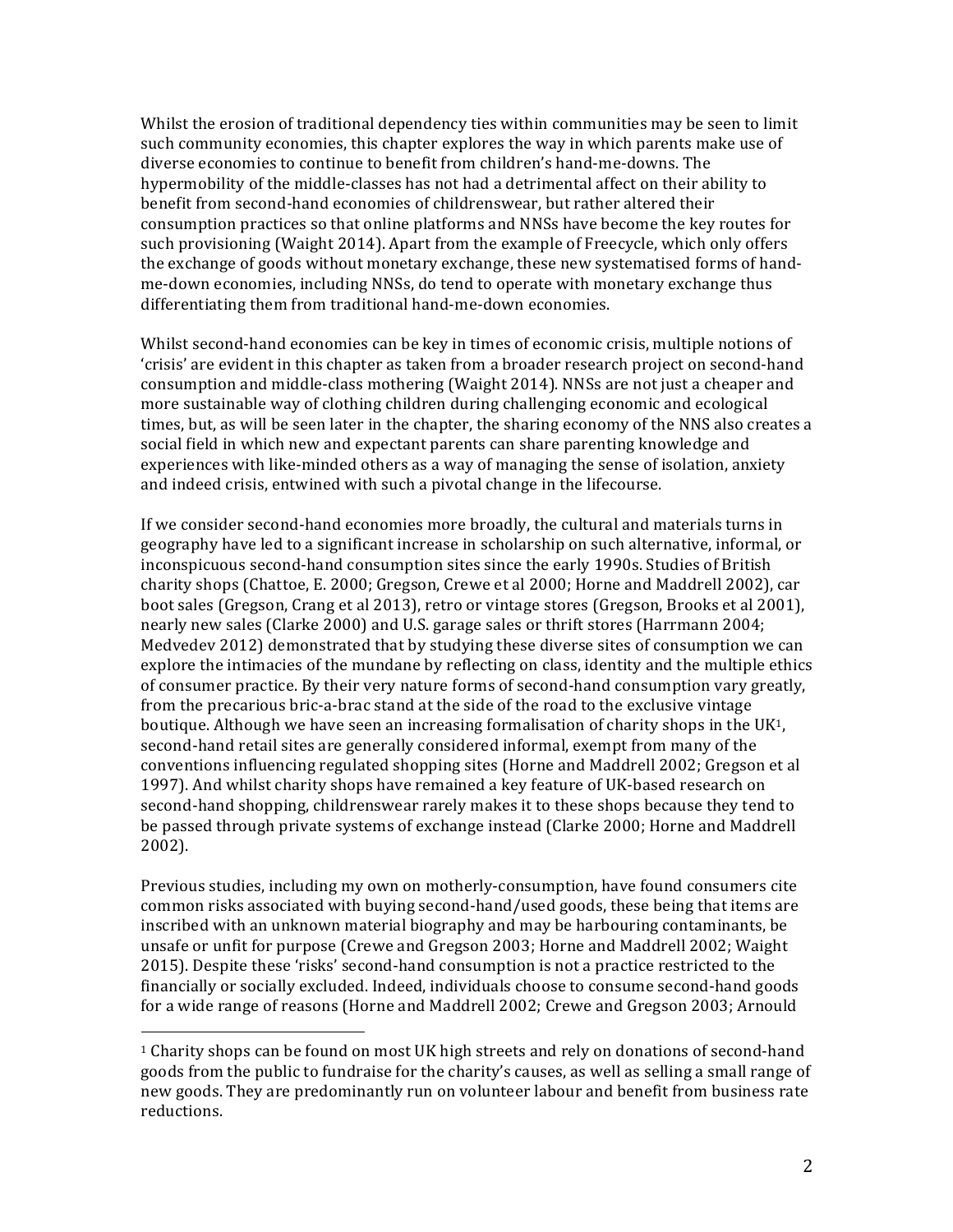Whilst the erosion of traditional dependency ties within communities may be seen to limit such community economies, this chapter explores the way in which parents make use of diverse economies to continue to benefit from children's hand-me-downs. The hypermobility of the middle-classes has not had a detrimental affect on their ability to benefit from second-hand economies of childrenswear, but rather altered their consumption practices so that online platforms and NNSs have become the key routes for such provisioning (Waight 2014). Apart from the example of Freecycle, which only offers the exchange of goods without monetary exchange, these new systematised forms of hand-me-down economies, including NNSs, do tend to operate with monetary exchange thus differentiating them from traditional hand-me-down economies.

Whilst second-hand economies can be key in times of economic crisis, multiple notions of 'crisis' are evident in this chapter as taken from a broader research project on second-hand consumption and middle-class mothering (Waight 2014). NNSs are not just a cheaper and more sustainable way of clothing children during challenging economic and ecological times, but, as will be seen later in the chapter, the sharing economy of the NNS also creates a social field in which new and expectant parents can share parenting knowledge and experiences with like-minded others as a way of managing the sense of isolation, anxiety and indeed crisis, entwined with such a pivotal change in the lifecourse.

If we consider second-hand economies more broadly, the cultural and materials turns in geography have led to a significant increase in scholarship on such alternative, informal, or inconspicuous second-hand consumption sites since the early 1990s. Studies of British charity shops (Chattoe, E. 2000; Gregson, Crewe et al 2000; Horne and Maddrell 2002), car boot sales (Gregson, Crang et al 2013), retro or vintage stores (Gregson, Brooks et al 2001), nearly new sales (Clarke 2000) and U.S. garage sales or thrift stores (Harrmann 2004; Medvedev 2012) demonstrated that by studying these diverse sites of consumption we can explore the intimacies of the mundane by reflecting on class, identity and the multiple ethics of consumer practice. By their very nature forms of second-hand consumption vary greatly, from the precarious bric-a-brac stand at the side of the road to the exclusive vintage boutique. Although we have seen an increasing formalisation of charity shops in the UK[1], second-hand retail sites are generally considered informal, exempt from many of the conventions influencing regulated shopping sites (Horne and Maddrell 2002; Gregson et al 1997). And whilst charity shops have remained a key feature of UK-based research on second-hand shopping, childrenswear rarely makes it to these shops because they tend to be passed through private systems of exchange instead (Clarke 2000; Horne and Maddrell 2002).

Previous studies, including my own on motherly-consumption, have found consumers cite common risks associated with buying second-hand/used goods, these being that items are inscribed with an unknown material biography and may be harbouring contaminants, be unsafe or unfit for purpose (Crewe and Gregson 2003; Horne and Maddrell 2002; Waight 2015). Despite these 'risks' second-hand consumption is not a practice restricted to the financially or socially excluded. Indeed, individuals choose to consume second-hand goods for a wide range of reasons (Horne and Maddrell 2002; Crewe and Gregson 2003; Arnould

[1] Charity shops can be found on most UK high streets and rely on donations of second-hand goods from the public to fundraise for the charity's causes, as well as selling a small range of new goods. They are predominantly run on volunteer labour and benefit from business rate reductions.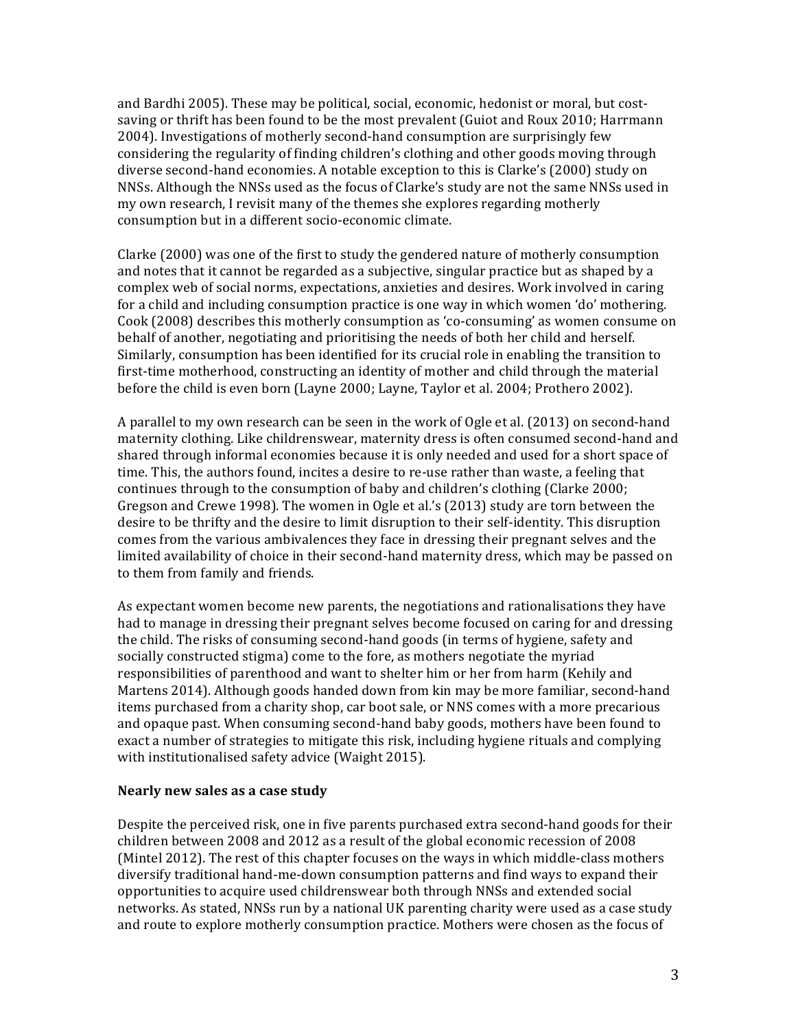and Bardhi 2005). These may be political, social, economic, hedonist or moral, but cost-saving or thrift has been found to be the most prevalent (Guiot and Roux 2010; Harrmann 2004). Investigations of motherly second-hand consumption are surprisingly few considering the regularity of finding children's clothing and other goods moving through diverse second-hand economies. A notable exception to this is Clarke's (2000) study on NNSs. Although the NNSs used as the focus of Clarke's study are not the same NNSs used in my own research, I revisit many of the themes she explores regarding motherly consumption but in a different socio-economic climate.

Clarke (2000) was one of the first to study the gendered nature of motherly consumption and notes that it cannot be regarded as a subjective, singular practice but as shaped by a complex web of social norms, expectations, anxieties and desires. Work involved in caring for a child and including consumption practice is one way in which women 'do' mothering. Cook (2008) describes this motherly consumption as 'co-consuming' as women consume on behalf of another, negotiating and prioritising the needs of both her child and herself. Similarly, consumption has been identified for its crucial role in enabling the transition to first-time motherhood, constructing an identity of mother and child through the material before the child is even born (Layne 2000; Layne, Taylor et al. 2004; Prothero 2002).

A parallel to my own research can be seen in the work of Ogle et al. (2013) on second-hand maternity clothing. Like childrenswear, maternity dress is often consumed second-hand and shared through informal economies because it is only needed and used for a short space of time. This, the authors found, incites a desire to re-use rather than waste, a feeling that continues through to the consumption of baby and children's clothing (Clarke 2000; Gregson and Crewe 1998). The women in Ogle et al.'s (2013) study are torn between the desire to be thrifty and the desire to limit disruption to their self-identity. This disruption comes from the various ambivalences they face in dressing their pregnant selves and the limited availability of choice in their second-hand maternity dress, which may be passed on to them from family and friends.

As expectant women become new parents, the negotiations and rationalisations they have had to manage in dressing their pregnant selves become focused on caring for and dressing the child. The risks of consuming second-hand goods (in terms of hygiene, safety and socially constructed stigma) come to the fore, as mothers negotiate the myriad responsibilities of parenthood and want to shelter him or her from harm (Kehily and Martens 2014). Although goods handed down from kin may be more familiar, second-hand items purchased from a charity shop, car boot sale, or NNS comes with a more precarious and opaque past. When consuming second-hand baby goods, mothers have been found to exact a number of strategies to mitigate this risk, including hygiene rituals and complying with institutionalised safety advice (Waight 2015).

**Nearly new sales as a case study**

Despite the perceived risk, one in five parents purchased extra second-hand goods for their children between 2008 and 2012 as a result of the global economic recession of 2008 (Mintel 2012). The rest of this chapter focuses on the ways in which middle-class mothers diversify traditional hand-me-down consumption patterns and find ways to expand their opportunities to acquire used childrenswear both through NNSs and extended social networks. As stated, NNSs run by a national UK parenting charity were used as a case study and route to explore motherly consumption practice. Mothers were chosen as the focus of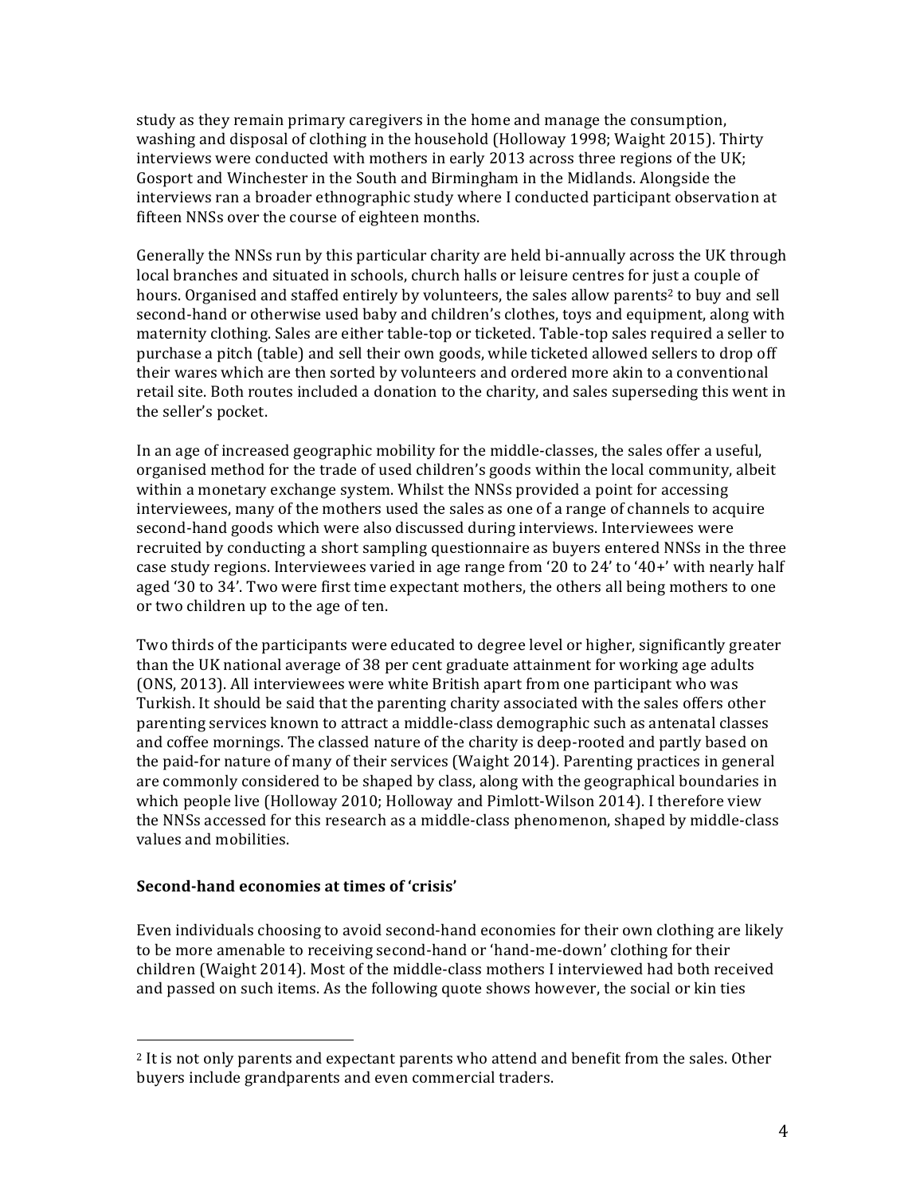study as they remain primary caregivers in the home and manage the consumption, washing and disposal of clothing in the household (Holloway 1998; Waight 2015). Thirty interviews were conducted with mothers in early 2013 across three regions of the UK; Gosport and Winchester in the South and Birmingham in the Midlands. Alongside the interviews ran a broader ethnographic study where I conducted participant observation at fifteen NNSs over the course of eighteen months.

Generally the NNSs run by this particular charity are held bi-annually across the UK through local branches and situated in schools, church halls or leisure centres for just a couple of hours. Organised and staffed entirely by volunteers, the sales allow parents[2] to buy and sell second-hand or otherwise used baby and children's clothes, toys and equipment, along with maternity clothing. Sales are either table-top or ticketed. Table-top sales required a seller to purchase a pitch (table) and sell their own goods, while ticketed allowed sellers to drop off their wares which are then sorted by volunteers and ordered more akin to a conventional retail site. Both routes included a donation to the charity, and sales superseding this went in the seller's pocket.

In an age of increased geographic mobility for the middle-classes, the sales offer a useful, organised method for the trade of used children's goods within the local community, albeit within a monetary exchange system. Whilst the NNSs provided a point for accessing interviewees, many of the mothers used the sales as one of a range of channels to acquire second-hand goods which were also discussed during interviews. Interviewees were recruited by conducting a short sampling questionnaire as buyers entered NNSs in the three case study regions. Interviewees varied in age range from '20 to 24' to '40+' with nearly half aged '30 to 34'. Two were first time expectant mothers, the others all being mothers to one or two children up to the age of ten.

Two thirds of the participants were educated to degree level or higher, significantly greater than the UK national average of 38 per cent graduate attainment for working age adults (ONS, 2013). All interviewees were white British apart from one participant who was Turkish. It should be said that the parenting charity associated with the sales offers other parenting services known to attract a middle-class demographic such as antenatal classes and coffee mornings. The classed nature of the charity is deep-rooted and partly based on the paid-for nature of many of their services (Waight 2014). Parenting practices in general are commonly considered to be shaped by class, along with the geographical boundaries in which people live (Holloway 2010; Holloway and Pimlott-Wilson 2014). I therefore view the NNSs accessed for this research as a middle-class phenomenon, shaped by middle-class values and mobilities.

## Second-hand economies at times of 'crisis'

Even individuals choosing to avoid second-hand economies for their own clothing are likely to be more amenable to receiving second-hand or 'hand-me-down' clothing for their children (Waight 2014). Most of the middle-class mothers I interviewed had both received and passed on such items. As the following quote shows however, the social or kin ties

---

[2] It is not only parents and expectant parents who attend and benefit from the sales. Other buyers include grandparents and even commercial traders.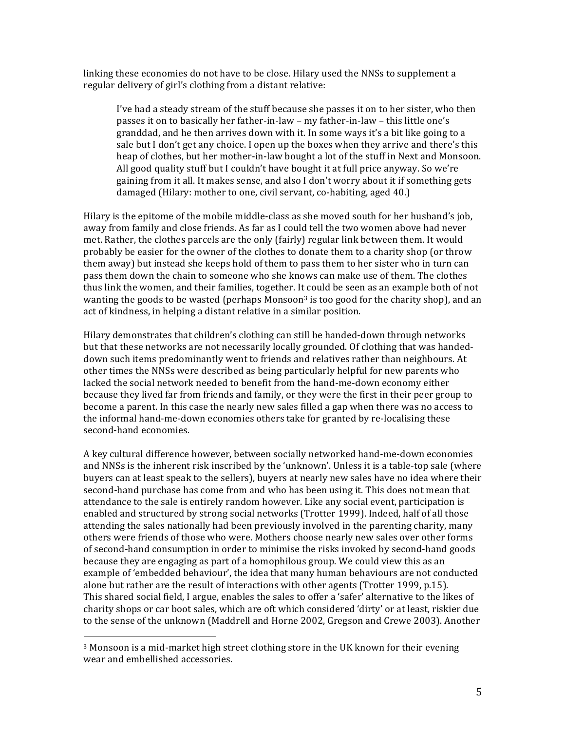linking these economies do not have to be close. Hilary used the NNSs to supplement a regular delivery of girl's clothing from a distant relative:

> I've had a steady stream of the stuff because she passes it on to her sister, who then passes it on to basically her father-in-law – my father-in-law – this little one's granddad, and he then arrives down with it. In some ways it's a bit like going to a sale but I don't get any choice. I open up the boxes when they arrive and there's this heap of clothes, but her mother-in-law bought a lot of the stuff in Next and Monsoon. All good quality stuff but I couldn't have bought it at full price anyway. So we're gaining from it all. It makes sense, and also I don't worry about it if something gets damaged (Hilary: mother to one, civil servant, co-habiting, aged 40.)

Hilary is the epitome of the mobile middle-class as she moved south for her husband's job, away from family and close friends. As far as I could tell the two women above had never met. Rather, the clothes parcels are the only (fairly) regular link between them. It would probably be easier for the owner of the clothes to donate them to a charity shop (or throw them away) but instead she keeps hold of them to pass them to her sister who in turn can pass them down the chain to someone who she knows can make use of them. The clothes thus link the women, and their families, together. It could be seen as an example both of not wanting the goods to be wasted (perhaps Monsoon[3] is too good for the charity shop), and an act of kindness, in helping a distant relative in a similar position.

Hilary demonstrates that children's clothing can still be handed-down through networks but that these networks are not necessarily locally grounded. Of clothing that was handed-down such items predominantly went to friends and relatives rather than neighbours. At other times the NNSs were described as being particularly helpful for new parents who lacked the social network needed to benefit from the hand-me-down economy either because they lived far from friends and family, or they were the first in their peer group to become a parent. In this case the nearly new sales filled a gap when there was no access to the informal hand-me-down economies others take for granted by re-localising these second-hand economies.

A key cultural difference however, between socially networked hand-me-down economies and NNSs is the inherent risk inscribed by the 'unknown'. Unless it is a table-top sale (where buyers can at least speak to the sellers), buyers at nearly new sales have no idea where their second-hand purchase has come from and who has been using it. This does not mean that attendance to the sale is entirely random however. Like any social event, participation is enabled and structured by strong social networks (Trotter 1999). Indeed, half of all those attending the sales nationally had been previously involved in the parenting charity, many others were friends of those who were. Mothers choose nearly new sales over other forms of second-hand consumption in order to minimise the risks invoked by second-hand goods because they are engaging as part of a homophilous group. We could view this as an example of 'embedded behaviour', the idea that many human behaviours are not conducted alone but rather are the result of interactions with other agents (Trotter 1999, p.15). This shared social field, I argue, enables the sales to offer a 'safer' alternative to the likes of charity shops or car boot sales, which are oft which considered 'dirty' or at least, riskier due to the sense of the unknown (Maddrell and Horne 2002, Gregson and Crewe 2003). Another

[3] Monsoon is a mid-market high street clothing store in the UK known for their evening wear and embellished accessories.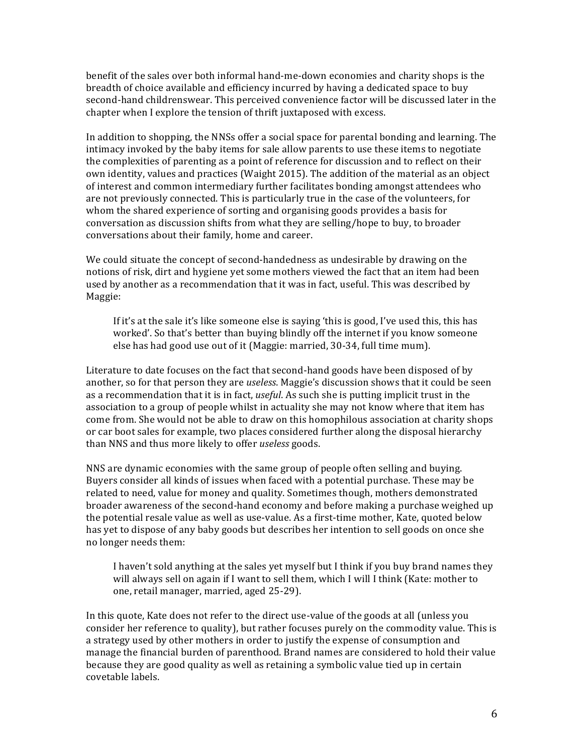benefit of the sales over both informal hand-me-down economies and charity shops is the breadth of choice available and efficiency incurred by having a dedicated space to buy second-hand childrenswear. This perceived convenience factor will be discussed later in the chapter when I explore the tension of thrift juxtaposed with excess.

In addition to shopping, the NNSs offer a social space for parental bonding and learning. The intimacy invoked by the baby items for sale allow parents to use these items to negotiate the complexities of parenting as a point of reference for discussion and to reflect on their own identity, values and practices (Waight 2015). The addition of the material as an object of interest and common intermediary further facilitates bonding amongst attendees who are not previously connected. This is particularly true in the case of the volunteers, for whom the shared experience of sorting and organising goods provides a basis for conversation as discussion shifts from what they are selling/hope to buy, to broader conversations about their family, home and career.

We could situate the concept of second-handedness as undesirable by drawing on the notions of risk, dirt and hygiene yet some mothers viewed the fact that an item had been used by another as a recommendation that it was in fact, useful. This was described by Maggie:

> If it's at the sale it's like someone else is saying 'this is good, I've used this, this has worked'. So that's better than buying blindly off the internet if you know someone else has had good use out of it (Maggie: married, 30-34, full time mum).

Literature to date focuses on the fact that second-hand goods have been disposed of by another, so for that person they are *useless*. Maggie's discussion shows that it could be seen as a recommendation that it is in fact, *useful*. As such she is putting implicit trust in the association to a group of people whilst in actuality she may not know where that item has come from. She would not be able to draw on this homophilous association at charity shops or car boot sales for example, two places considered further along the disposal hierarchy than NNS and thus more likely to offer *useless* goods.

NNS are dynamic economies with the same group of people often selling and buying. Buyers consider all kinds of issues when faced with a potential purchase. These may be related to need, value for money and quality. Sometimes though, mothers demonstrated broader awareness of the second-hand economy and before making a purchase weighed up the potential resale value as well as use-value. As a first-time mother, Kate, quoted below has yet to dispose of any baby goods but describes her intention to sell goods on once she no longer needs them:

> I haven't sold anything at the sales yet myself but I think if you buy brand names they will always sell on again if I want to sell them, which I will I think (Kate: mother to one, retail manager, married, aged 25-29).

In this quote, Kate does not refer to the direct use-value of the goods at all (unless you consider her reference to quality), but rather focuses purely on the commodity value. This is a strategy used by other mothers in order to justify the expense of consumption and manage the financial burden of parenthood. Brand names are considered to hold their value because they are good quality as well as retaining a symbolic value tied up in certain covetable labels.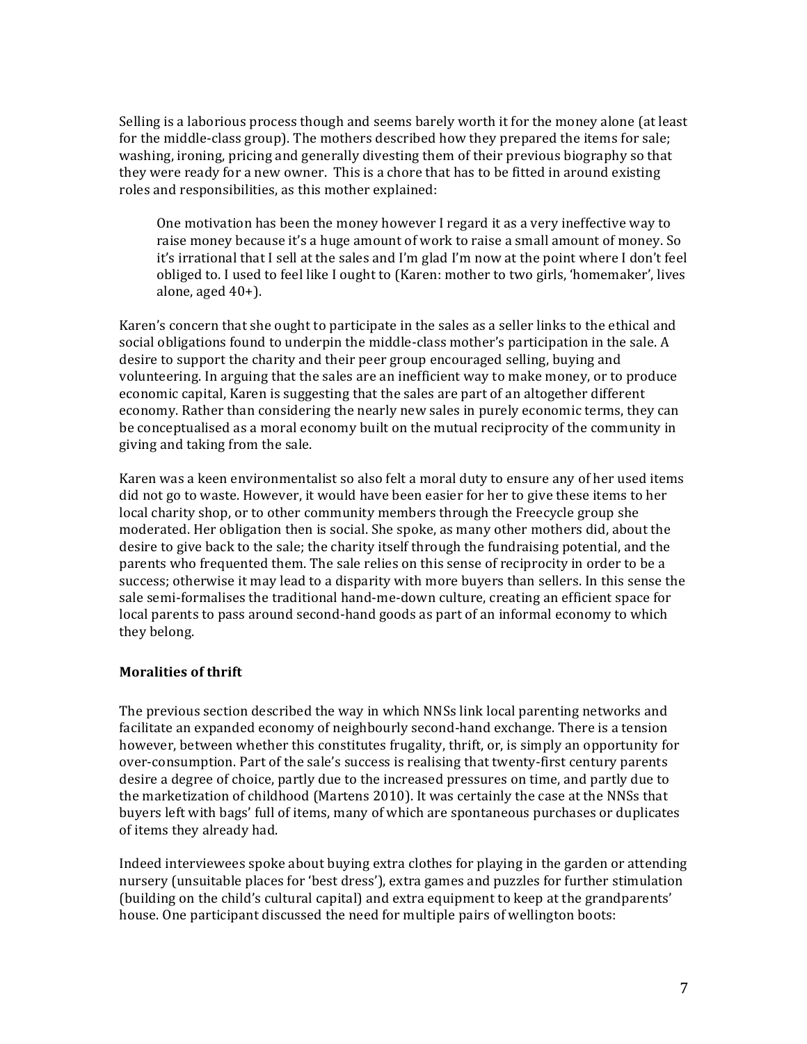Selling is a laborious process though and seems barely worth it for the money alone (at least for the middle-class group). The mothers described how they prepared the items for sale; washing, ironing, pricing and generally divesting them of their previous biography so that they were ready for a new owner. This is a chore that has to be fitted in around existing roles and responsibilities, as this mother explained:

> One motivation has been the money however I regard it as a very ineffective way to raise money because it's a huge amount of work to raise a small amount of money. So it's irrational that I sell at the sales and I'm glad I'm now at the point where I don't feel obliged to. I used to feel like I ought to (Karen: mother to two girls, 'homemaker', lives alone, aged 40+).

Karen's concern that she ought to participate in the sales as a seller links to the ethical and social obligations found to underpin the middle-class mother's participation in the sale. A desire to support the charity and their peer group encouraged selling, buying and volunteering. In arguing that the sales are an inefficient way to make money, or to produce economic capital, Karen is suggesting that the sales are part of an altogether different economy. Rather than considering the nearly new sales in purely economic terms, they can be conceptualised as a moral economy built on the mutual reciprocity of the community in giving and taking from the sale.

Karen was a keen environmentalist so also felt a moral duty to ensure any of her used items did not go to waste. However, it would have been easier for her to give these items to her local charity shop, or to other community members through the Freecycle group she moderated. Her obligation then is social. She spoke, as many other mothers did, about the desire to give back to the sale; the charity itself through the fundraising potential, and the parents who frequented them. The sale relies on this sense of reciprocity in order to be a success; otherwise it may lead to a disparity with more buyers than sellers. In this sense the sale semi-formalises the traditional hand-me-down culture, creating an efficient space for local parents to pass around second-hand goods as part of an informal economy to which they belong.

**Moralities of thrift**

The previous section described the way in which NNSs link local parenting networks and facilitate an expanded economy of neighbourly second-hand exchange. There is a tension however, between whether this constitutes frugality, thrift, or, is simply an opportunity for over-consumption. Part of the sale's success is realising that twenty-first century parents desire a degree of choice, partly due to the increased pressures on time, and partly due to the marketization of childhood (Martens 2010). It was certainly the case at the NNSs that buyers left with bags' full of items, many of which are spontaneous purchases or duplicates of items they already had.

Indeed interviewees spoke about buying extra clothes for playing in the garden or attending nursery (unsuitable places for 'best dress'), extra games and puzzles for further stimulation (building on the child's cultural capital) and extra equipment to keep at the grandparents' house. One participant discussed the need for multiple pairs of wellington boots: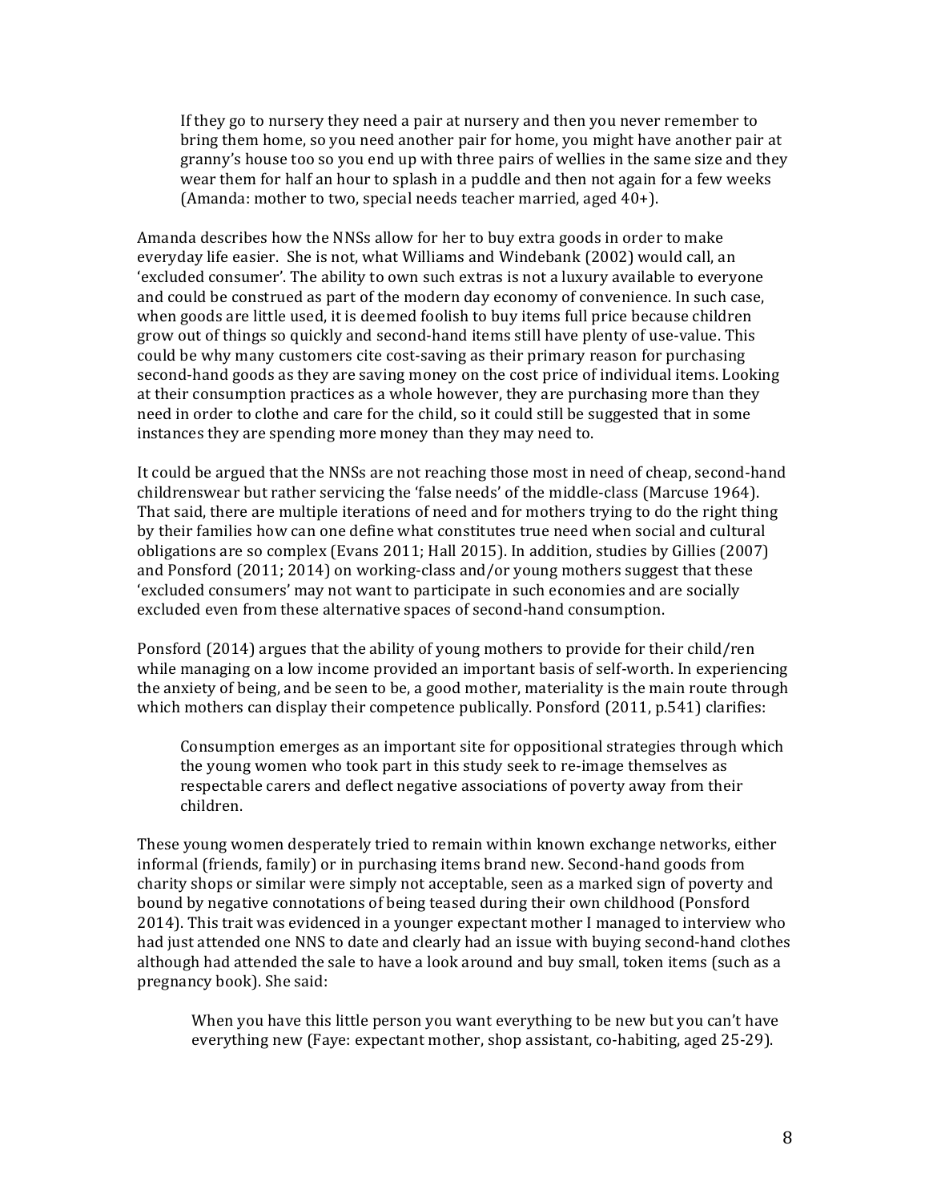> If they go to nursery they need a pair at nursery and then you never remember to bring them home, so you need another pair for home, you might have another pair at granny's house too so you end up with three pairs of wellies in the same size and they wear them for half an hour to splash in a puddle and then not again for a few weeks (Amanda: mother to two, special needs teacher married, aged 40+).

Amanda describes how the NNSs allow for her to buy extra goods in order to make everyday life easier. She is not, what Williams and Windebank (2002) would call, an 'excluded consumer'. The ability to own such extras is not a luxury available to everyone and could be construed as part of the modern day economy of convenience. In such case, when goods are little used, it is deemed foolish to buy items full price because children grow out of things so quickly and second-hand items still have plenty of use-value. This could be why many customers cite cost-saving as their primary reason for purchasing second-hand goods as they are saving money on the cost price of individual items. Looking at their consumption practices as a whole however, they are purchasing more than they need in order to clothe and care for the child, so it could still be suggested that in some instances they are spending more money than they may need to.

It could be argued that the NNSs are not reaching those most in need of cheap, second-hand childrenswear but rather servicing the 'false needs' of the middle-class (Marcuse 1964). That said, there are multiple iterations of need and for mothers trying to do the right thing by their families how can one define what constitutes true need when social and cultural obligations are so complex (Evans 2011; Hall 2015). In addition, studies by Gillies (2007) and Ponsford (2011; 2014) on working-class and/or young mothers suggest that these 'excluded consumers' may not want to participate in such economies and are socially excluded even from these alternative spaces of second-hand consumption.

Ponsford (2014) argues that the ability of young mothers to provide for their child/ren while managing on a low income provided an important basis of self-worth. In experiencing the anxiety of being, and be seen to be, a good mother, materiality is the main route through which mothers can display their competence publically. Ponsford (2011, p.541) clarifies:

> Consumption emerges as an important site for oppositional strategies through which the young women who took part in this study seek to re-image themselves as respectable carers and deflect negative associations of poverty away from their children.

These young women desperately tried to remain within known exchange networks, either informal (friends, family) or in purchasing items brand new. Second-hand goods from charity shops or similar were simply not acceptable, seen as a marked sign of poverty and bound by negative connotations of being teased during their own childhood (Ponsford 2014). This trait was evidenced in a younger expectant mother I managed to interview who had just attended one NNS to date and clearly had an issue with buying second-hand clothes although had attended the sale to have a look around and buy small, token items (such as a pregnancy book). She said:

> When you have this little person you want everything to be new but you can't have everything new (Faye: expectant mother, shop assistant, co-habiting, aged 25-29).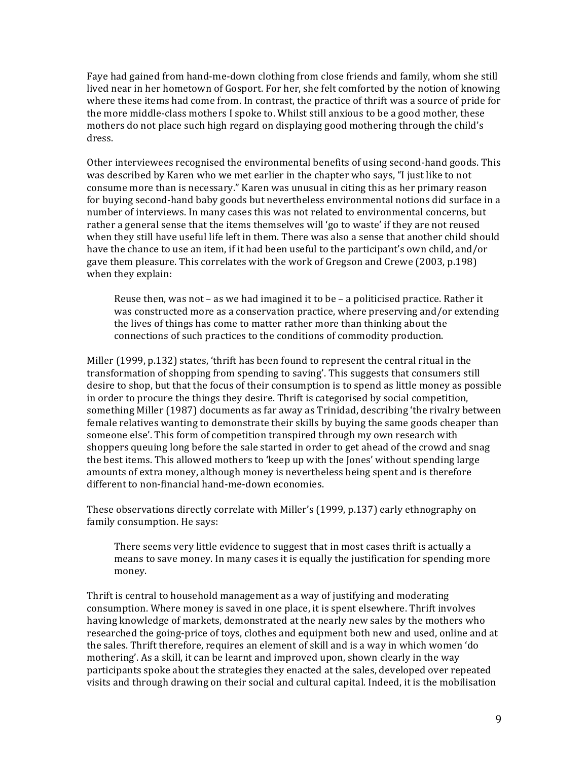Faye had gained from hand-me-down clothing from close friends and family, whom she still lived near in her hometown of Gosport. For her, she felt comforted by the notion of knowing where these items had come from. In contrast, the practice of thrift was a source of pride for the more middle-class mothers I spoke to. Whilst still anxious to be a good mother, these mothers do not place such high regard on displaying good mothering through the child's dress.

Other interviewees recognised the environmental benefits of using second-hand goods. This was described by Karen who we met earlier in the chapter who says, "I just like to not consume more than is necessary." Karen was unusual in citing this as her primary reason for buying second-hand baby goods but nevertheless environmental notions did surface in a number of interviews. In many cases this was not related to environmental concerns, but rather a general sense that the items themselves will 'go to waste' if they are not reused when they still have useful life left in them. There was also a sense that another child should have the chance to use an item, if it had been useful to the participant's own child, and/or gave them pleasure. This correlates with the work of Gregson and Crewe (2003, p.198) when they explain:

> Reuse then, was not – as we had imagined it to be – a politicised practice. Rather it was constructed more as a conservation practice, where preserving and/or extending the lives of things has come to matter rather more than thinking about the connections of such practices to the conditions of commodity production.

Miller (1999, p.132) states, 'thrift has been found to represent the central ritual in the transformation of shopping from spending to saving'. This suggests that consumers still desire to shop, but that the focus of their consumption is to spend as little money as possible in order to procure the things they desire. Thrift is categorised by social competition, something Miller (1987) documents as far away as Trinidad, describing 'the rivalry between female relatives wanting to demonstrate their skills by buying the same goods cheaper than someone else'. This form of competition transpired through my own research with shoppers queuing long before the sale started in order to get ahead of the crowd and snag the best items. This allowed mothers to 'keep up with the Jones' without spending large amounts of extra money, although money is nevertheless being spent and is therefore different to non-financial hand-me-down economies.

These observations directly correlate with Miller's (1999, p.137) early ethnography on family consumption. He says:

> There seems very little evidence to suggest that in most cases thrift is actually a means to save money. In many cases it is equally the justification for spending more money.

Thrift is central to household management as a way of justifying and moderating consumption. Where money is saved in one place, it is spent elsewhere. Thrift involves having knowledge of markets, demonstrated at the nearly new sales by the mothers who researched the going-price of toys, clothes and equipment both new and used, online and at the sales. Thrift therefore, requires an element of skill and is a way in which women 'do mothering'. As a skill, it can be learnt and improved upon, shown clearly in the way participants spoke about the strategies they enacted at the sales, developed over repeated visits and through drawing on their social and cultural capital. Indeed, it is the mobilisation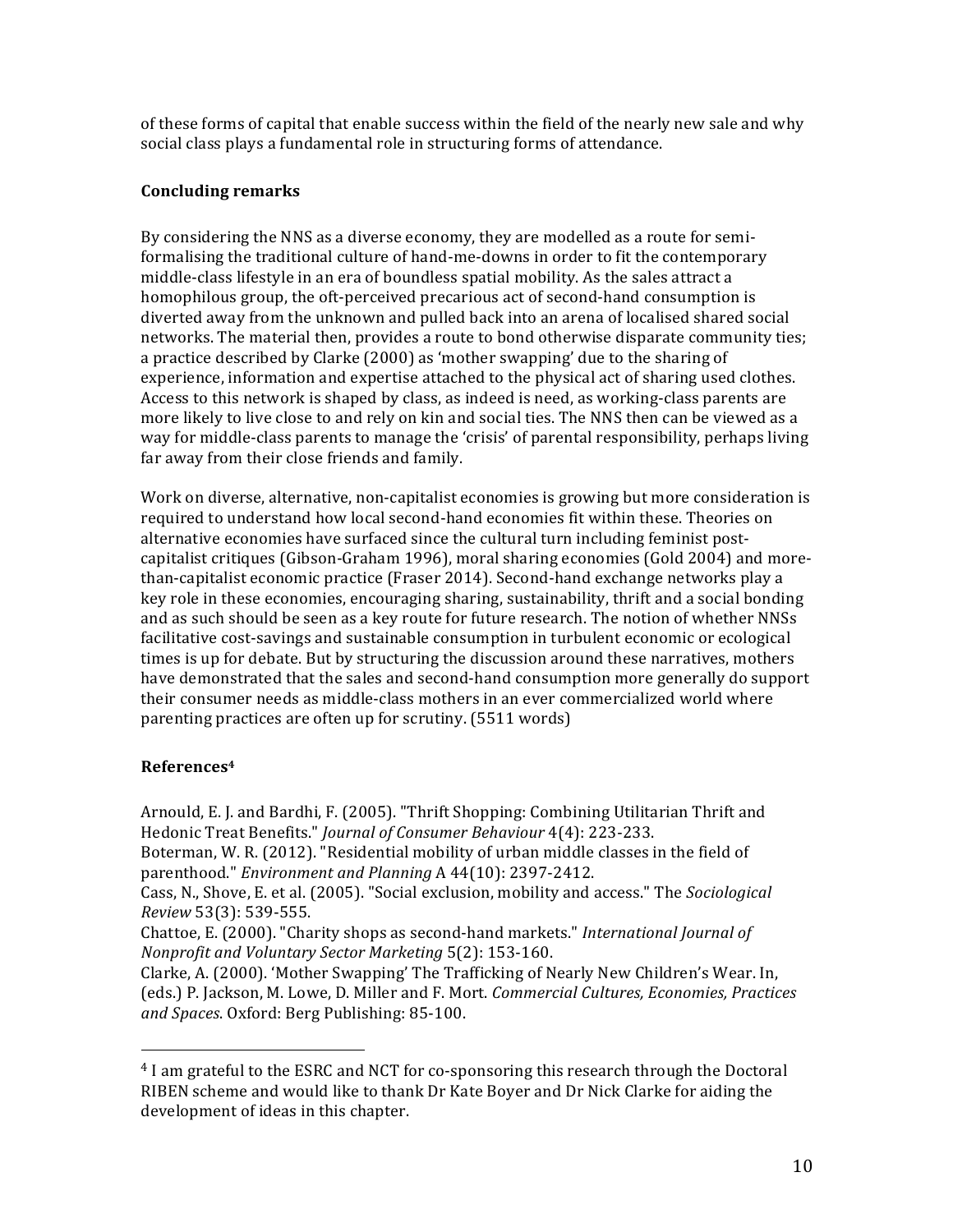of these forms of capital that enable success within the field of the nearly new sale and why social class plays a fundamental role in structuring forms of attendance.

## Concluding remarks

By considering the NNS as a diverse economy, they are modelled as a route for semi-formalising the traditional culture of hand-me-downs in order to fit the contemporary middle-class lifestyle in an era of boundless spatial mobility. As the sales attract a homophilous group, the oft-perceived precarious act of second-hand consumption is diverted away from the unknown and pulled back into an arena of localised shared social networks. The material then, provides a route to bond otherwise disparate community ties; a practice described by Clarke (2000) as 'mother swapping' due to the sharing of experience, information and expertise attached to the physical act of sharing used clothes. Access to this network is shaped by class, as indeed is need, as working-class parents are more likely to live close to and rely on kin and social ties. The NNS then can be viewed as a way for middle-class parents to manage the 'crisis' of parental responsibility, perhaps living far away from their close friends and family.

Work on diverse, alternative, non-capitalist economies is growing but more consideration is required to understand how local second-hand economies fit within these. Theories on alternative economies have surfaced since the cultural turn including feminist post-capitalist critiques (Gibson-Graham 1996), moral sharing economies (Gold 2004) and more-than-capitalist economic practice (Fraser 2014). Second-hand exchange networks play a key role in these economies, encouraging sharing, sustainability, thrift and a social bonding and as such should be seen as a key route for future research. The notion of whether NNSs facilitative cost-savings and sustainable consumption in turbulent economic or ecological times is up for debate. But by structuring the discussion around these narratives, mothers have demonstrated that the sales and second-hand consumption more generally do support their consumer needs as middle-class mothers in an ever commercialized world where parenting practices are often up for scrutiny. (5511 words)

## References[4]

Arnould, E. J. and Bardhi, F. (2005). "Thrift Shopping: Combining Utilitarian Thrift and Hedonic Treat Benefits." *Journal of Consumer Behaviour* 4(4): 223-233.

Boterman, W. R. (2012). "Residential mobility of urban middle classes in the field of parenthood." *Environment and Planning* A 44(10): 2397-2412.

Cass, N., Shove, E. et al. (2005). "Social exclusion, mobility and access." The *Sociological Review* 53(3): 539-555.

Chattoe, E. (2000). "Charity shops as second-hand markets." *International Journal of Nonprofit and Voluntary Sector Marketing* 5(2): 153-160.

Clarke, A. (2000). 'Mother Swapping' The Trafficking of Nearly New Children's Wear. In, (eds.) P. Jackson, M. Lowe, D. Miller and F. Mort. *Commercial Cultures, Economies, Practices and Spaces*. Oxford: Berg Publishing: 85-100.

---

[4] I am grateful to the ESRC and NCT for co-sponsoring this research through the Doctoral RIBEN scheme and would like to thank Dr Kate Boyer and Dr Nick Clarke for aiding the development of ideas in this chapter.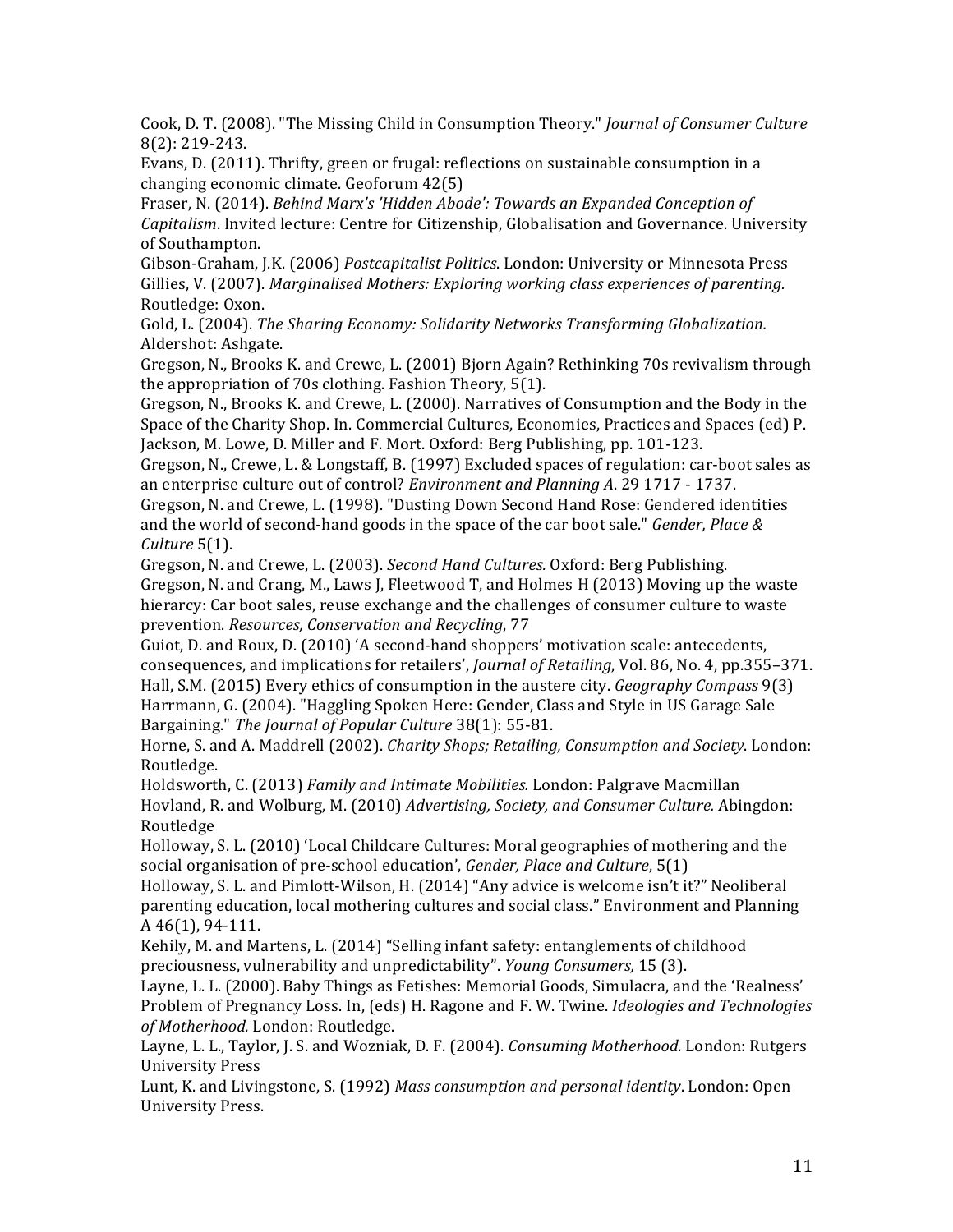Cook, D. T. (2008). "The Missing Child in Consumption Theory." *Journal of Consumer Culture* 8(2): 219-243.

Evans, D. (2011). Thrifty, green or frugal: reflections on sustainable consumption in a changing economic climate. Geoforum 42(5)

Fraser, N. (2014). *Behind Marx's 'Hidden Abode': Towards an Expanded Conception of Capitalism.* Invited lecture: Centre for Citizenship, Globalisation and Governance. University of Southampton.

Gibson-Graham, J.K. (2006) *Postcapitalist Politics*. London: University or Minnesota Press

Gillies, V. (2007). *Marginalised Mothers: Exploring working class experiences of parenting.* Routledge: Oxon.

Gold, L. (2004). *The Sharing Economy: Solidarity Networks Transforming Globalization.* Aldershot: Ashgate.

Gregson, N., Brooks K. and Crewe, L. (2001) Bjorn Again? Rethinking 70s revivalism through the appropriation of 70s clothing. Fashion Theory, 5(1).

Gregson, N., Brooks K. and Crewe, L. (2000). Narratives of Consumption and the Body in the Space of the Charity Shop. In. Commercial Cultures, Economies, Practices and Spaces (ed) P. Jackson, M. Lowe, D. Miller and F. Mort. Oxford: Berg Publishing, pp. 101-123.

Gregson, N., Crewe, L. & Longstaff, B. (1997) Excluded spaces of regulation: car-boot sales as an enterprise culture out of control? *Environment and Planning A*. 29 1717 - 1737.

Gregson, N. and Crewe, L. (1998). "Dusting Down Second Hand Rose: Gendered identities and the world of second-hand goods in the space of the car boot sale." *Gender, Place & Culture* 5(1).

Gregson, N. and Crewe, L. (2003). *Second Hand Cultures.* Oxford: Berg Publishing.

Gregson, N. and Crang, M., Laws J, Fleetwood T, and Holmes H (2013) Moving up the waste hierarcy: Car boot sales, reuse exchange and the challenges of consumer culture to waste prevention. *Resources, Conservation and Recycling*, 77

Guiot, D. and Roux, D. (2010) 'A second-hand shoppers' motivation scale: antecedents, consequences, and implications for retailers', *Journal of Retailing*, Vol. 86, No. 4, pp.355–371.

Hall, S.M. (2015) Every ethics of consumption in the austere city. *Geography Compass* 9(3)

Harrmann, G. (2004). "Haggling Spoken Here: Gender, Class and Style in US Garage Sale Bargaining." *The Journal of Popular Culture* 38(1): 55-81.

Horne, S. and A. Maddrell (2002). *Charity Shops; Retailing, Consumption and Society*. London: Routledge.

Holdsworth, C. (2013) *Family and Intimate Mobilities.* London: Palgrave Macmillan

Hovland, R. and Wolburg, M. (2010) *Advertising, Society, and Consumer Culture.* Abingdon: Routledge

Holloway, S. L. (2010) 'Local Childcare Cultures: Moral geographies of mothering and the social organisation of pre-school education', *Gender, Place and Culture*, 5(1)

Holloway, S. L. and Pimlott-Wilson, H. (2014) "Any advice is welcome isn't it?" Neoliberal parenting education, local mothering cultures and social class." Environment and Planning A 46(1), 94-111.

Kehily, M. and Martens, L. (2014) "Selling infant safety: entanglements of childhood preciousness, vulnerability and unpredictability". *Young Consumers,* 15 (3).

Layne, L. L. (2000). Baby Things as Fetishes: Memorial Goods, Simulacra, and the 'Realness' Problem of Pregnancy Loss. In, (eds) H. Ragone and F. W. Twine. *Ideologies and Technologies of Motherhood.* London: Routledge.

Layne, L. L., Taylor, J. S. and Wozniak, D. F. (2004). *Consuming Motherhood.* London: Rutgers University Press

Lunt, K. and Livingstone, S. (1992) *Mass consumption and personal identity*. London: Open University Press.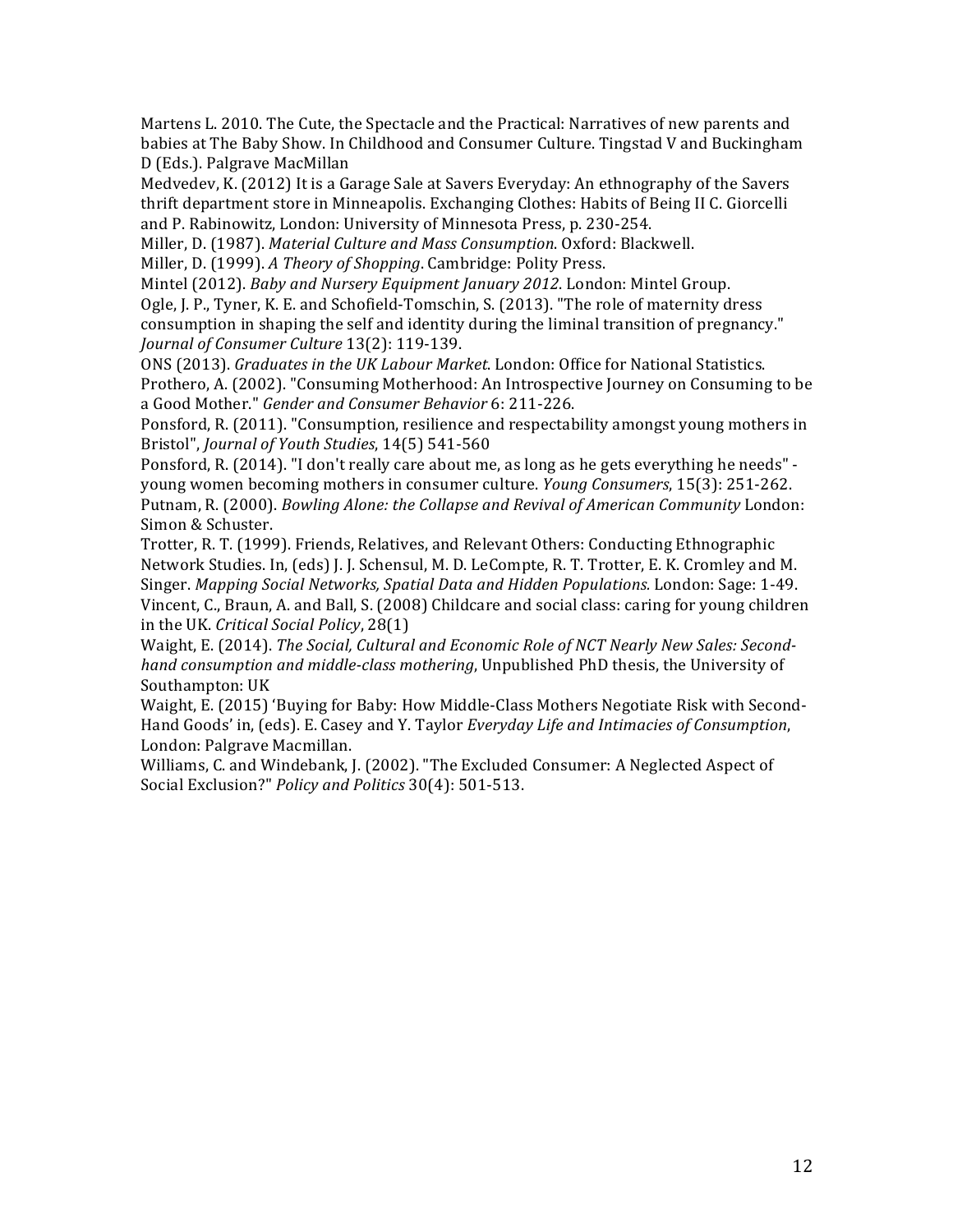Martens L. 2010. The Cute, the Spectacle and the Practical: Narratives of new parents and babies at The Baby Show. In Childhood and Consumer Culture. Tingstad V and Buckingham D (Eds.). Palgrave MacMillan

Medvedev, K. (2012) It is a Garage Sale at Savers Everyday: An ethnography of the Savers thrift department store in Minneapolis. Exchanging Clothes: Habits of Being II C. Giorcelli and P. Rabinowitz, London: University of Minnesota Press, p. 230-254.

Miller, D. (1987). *Material Culture and Mass Consumption*. Oxford: Blackwell.

Miller, D. (1999). *A Theory of Shopping*. Cambridge: Polity Press.

Mintel (2012). *Baby and Nursery Equipment January 2012*. London: Mintel Group.

Ogle, J. P., Tyner, K. E. and Schofield-Tomschin, S. (2013). "The role of maternity dress consumption in shaping the self and identity during the liminal transition of pregnancy." *Journal of Consumer Culture* 13(2): 119-139.

ONS (2013). *Graduates in the UK Labour Market*. London: Office for National Statistics.

Prothero, A. (2002). "Consuming Motherhood: An Introspective Journey on Consuming to be a Good Mother." *Gender and Consumer Behavior* 6: 211-226.

Ponsford, R. (2011). "Consumption, resilience and respectability amongst young mothers in Bristol", *Journal of Youth Studies*, 14(5) 541-560

Ponsford, R. (2014). "I don't really care about me, as long as he gets everything he needs" - young women becoming mothers in consumer culture. *Young Consumers*, 15(3): 251-262.

Putnam, R. (2000). *Bowling Alone: the Collapse and Revival of American Community* London: Simon & Schuster.

Trotter, R. T. (1999). Friends, Relatives, and Relevant Others: Conducting Ethnographic Network Studies. In, (eds) J. J. Schensul, M. D. LeCompte, R. T. Trotter, E. K. Cromley and M. Singer. *Mapping Social Networks, Spatial Data and Hidden Populations*. London: Sage: 1-49.

Vincent, C., Braun, A. and Ball, S. (2008) Childcare and social class: caring for young children in the UK. *Critical Social Policy*, 28(1)

Waight, E. (2014). *The Social, Cultural and Economic Role of NCT Nearly New Sales: Second-hand consumption and middle-class mothering*, Unpublished PhD thesis, the University of Southampton: UK

Waight, E. (2015) 'Buying for Baby: How Middle-Class Mothers Negotiate Risk with Second-Hand Goods' in, (eds). E. Casey and Y. Taylor *Everyday Life and Intimacies of Consumption*, London: Palgrave Macmillan.

Williams, C. and Windebank, J. (2002). "The Excluded Consumer: A Neglected Aspect of Social Exclusion?" *Policy and Politics* 30(4): 501-513.